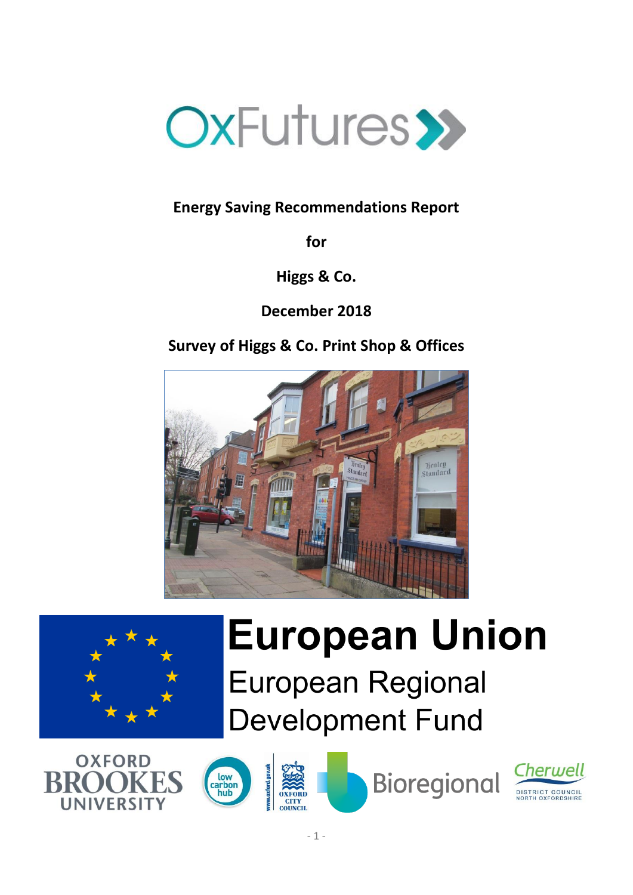# OxFutures

**Energy Saving Recommendations Report**

**for**

**Higgs & Co.**

**December 2018**

**Survey of Higgs & Co. Print Shop & Offices**

European Union

European Regional Development Fund

OXFORD BROOKES UNIVERSITY

low carbon hub

OXFORD CITY COUNCIL

Bioregional

Cherwell DISTRICT COUNCIL NORTH OXFORDSHIRE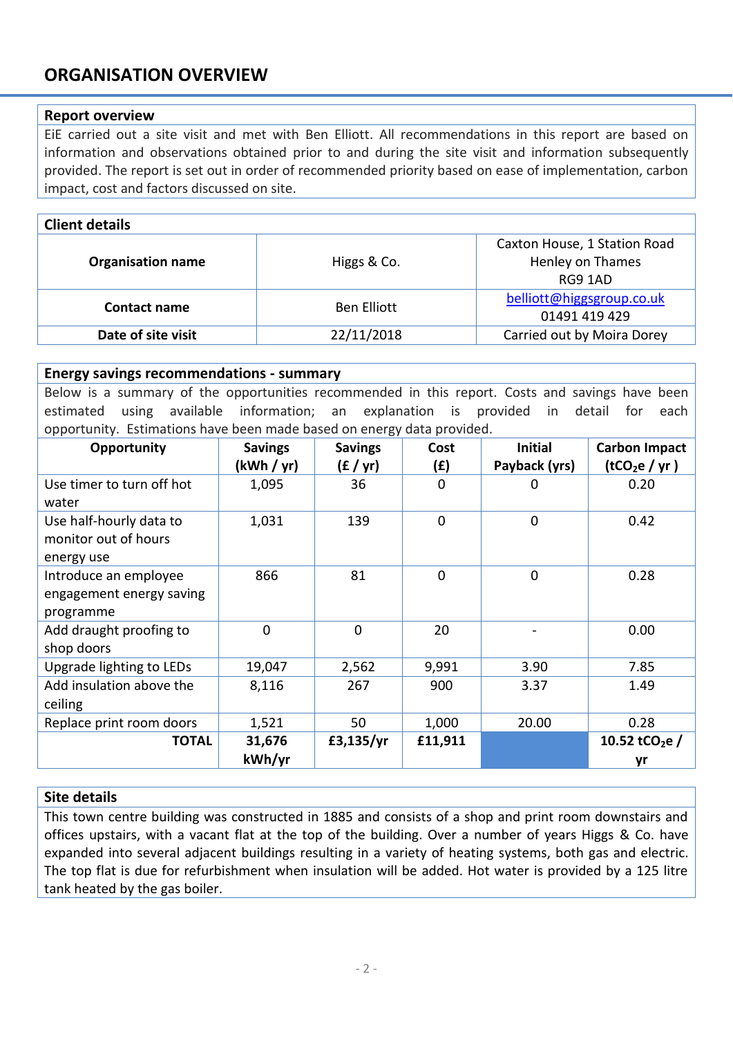# ORGANISATION OVERVIEW

## Report overview

EiE carried out a site visit and met with Ben Elliott. All recommendations in this report are based on information and observations obtained prior to and during the site visit and information subsequently provided. The report is set out in order of recommended priority based on ease of implementation, carbon impact, cost and factors discussed on site.

## Client details

| | | |
|---|---|---|
| **Organisation name** | Higgs & Co. | Caxton House, 1 Station Road Henley on Thames RG9 1AD |
| **Contact name** | Ben Elliott | belliott@higgsgroup.co.uk 01491 419 429 |
| **Date of site visit** | 22/11/2018 | Carried out by Moira Dorey |

## Energy savings recommendations - summary

Below is a summary of the opportunities recommended in this report. Costs and savings have been estimated using available information; an explanation is provided in detail for each opportunity. Estimations have been made based on energy data provided.

| Opportunity | Savings (kWh / yr) | Savings (£ / yr) | Cost (£) | Initial Payback (yrs) | Carbon Impact ($tCO_2e$ / yr ) |
|---|---|---|---|---|---|
| Use timer to turn off hot water | 1,095 | 36 | 0 | 0 | 0.20 |
| Use half-hourly data to monitor out of hours energy use | 1,031 | 139 | 0 | 0 | 0.42 |
| Introduce an employee engagement energy saving programme | 866 | 81 | 0 | 0 | 0.28 |
| Add draught proofing to shop doors | 0 | 0 | 20 | - | 0.00 |
| Upgrade lighting to LEDs | 19,047 | 2,562 | 9,991 | 3.90 | 7.85 |
| Add insulation above the ceiling | 8,116 | 267 | 900 | 3.37 | 1.49 |
| Replace print room doors | 1,521 | 50 | 1,000 | 20.00 | 0.28 |
| **TOTAL** | **31,676 kWh/yr** | **£3,135/yr** | **£11,911** | | **10.52 $tCO_2e$ / yr** |

## Site details

This town centre building was constructed in 1885 and consists of a shop and print room downstairs and offices upstairs, with a vacant flat at the top of the building. Over a number of years Higgs & Co. have expanded into several adjacent buildings resulting in a variety of heating systems, both gas and electric. The top flat is due for refurbishment when insulation will be added. Hot water is provided by a 125 litre tank heated by the gas boiler.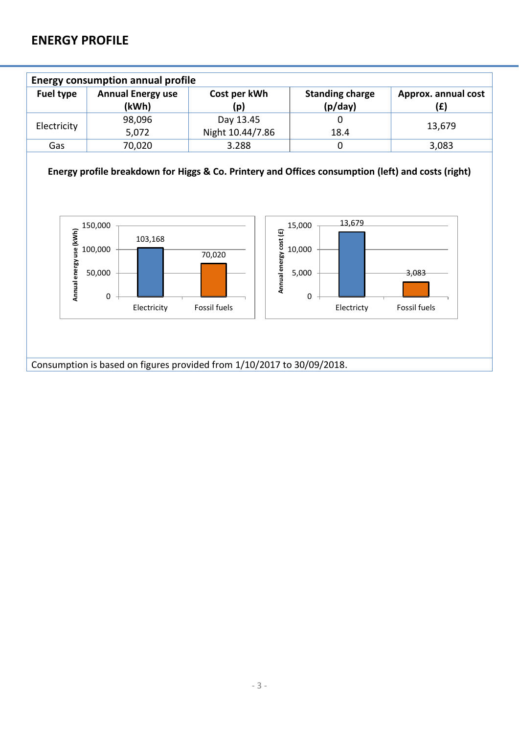## ENERGY PROFILE

| Energy consumption annual profile | | | | |
|---|---|---|---|---|
| **Fuel type** | **Annual Energy use (kWh)** | **Cost per kWh (p)** | **Standing charge (p/day)** | **Approx. annual cost (£)** |
| Electricity | 98,096<br>5,072 | Day 13.45<br>Night 10.44/7.86 | 0<br>18.4 | 13,679 |
| Gas | 70,020 | 3.288 | 0 | 3,083 |

**Energy profile breakdown for Higgs & Co. Printery and Offices consumption (left) and costs (right)**

Annual energy use (kWh)
150,000
100,000
50,000
0
103,168
70,020
Electricity
Fossil fuels

Annual energy cost (£)
15,000
10,000
5,000
0
13,679
3,083
Electricty
Fossil fuels

Consumption is based on figures provided from 1/10/2017 to 30/09/2018.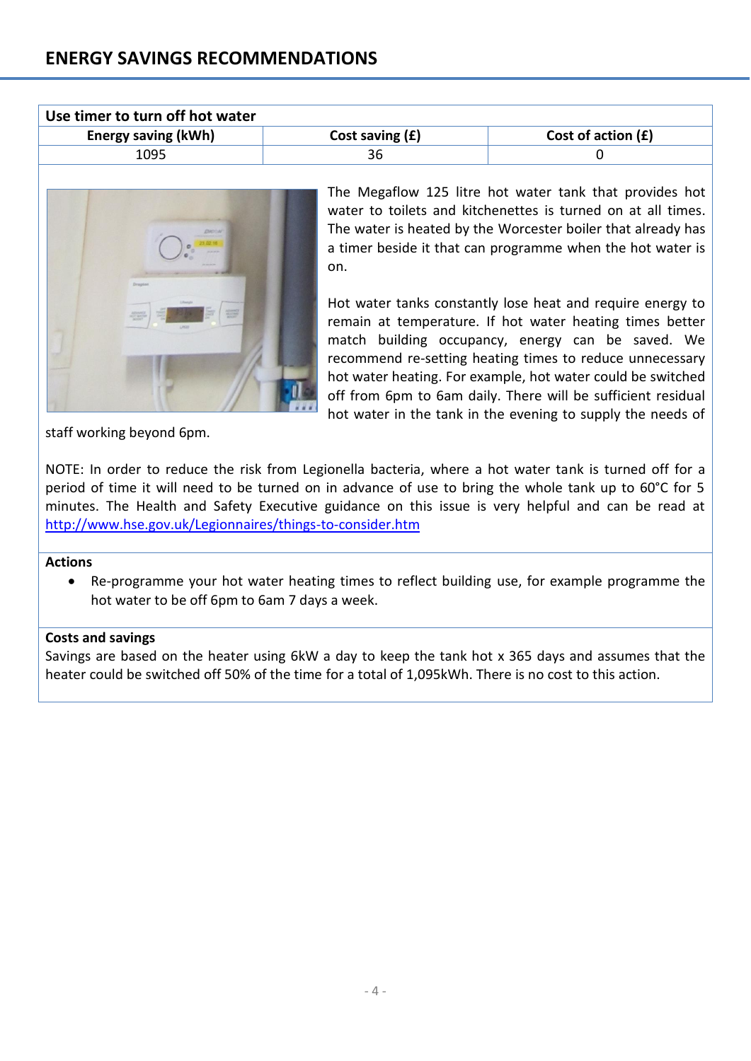# ENERGY SAVINGS RECOMMENDATIONS

| Use timer to turn off hot water | | |
|---|---|---|
| **Energy saving (kWh)** | **Cost saving (£)** | **Cost of action (£)** |
| 1095 | 36 | 0 |

The Megaflow 125 litre hot water tank that provides hot water to toilets and kitchenettes is turned on at all times. The water is heated by the Worcester boiler that already has a timer beside it that can programme when the hot water is on.

Hot water tanks constantly lose heat and require energy to remain at temperature. If hot water heating times better match building occupancy, energy can be saved. We recommend re-setting heating times to reduce unnecessary hot water heating. For example, hot water could be switched off from 6pm to 6am daily. There will be sufficient residual hot water in the tank in the evening to supply the needs of staff working beyond 6pm.

NOTE: In order to reduce the risk from Legionella bacteria, where a hot water tank is turned off for a period of time it will need to be turned on in advance of use to bring the whole tank up to 60°C for 5 minutes. The Health and Safety Executive guidance on this issue is very helpful and can be read at http://www.hse.gov.uk/Legionnaires/things-to-consider.htm

**Actions**

- Re-programme your hot water heating times to reflect building use, for example programme the hot water to be off 6pm to 6am 7 days a week.

**Costs and savings**

Savings are based on the heater using 6kW a day to keep the tank hot x 365 days and assumes that the heater could be switched off 50% of the time for a total of 1,095kWh. There is no cost to this action.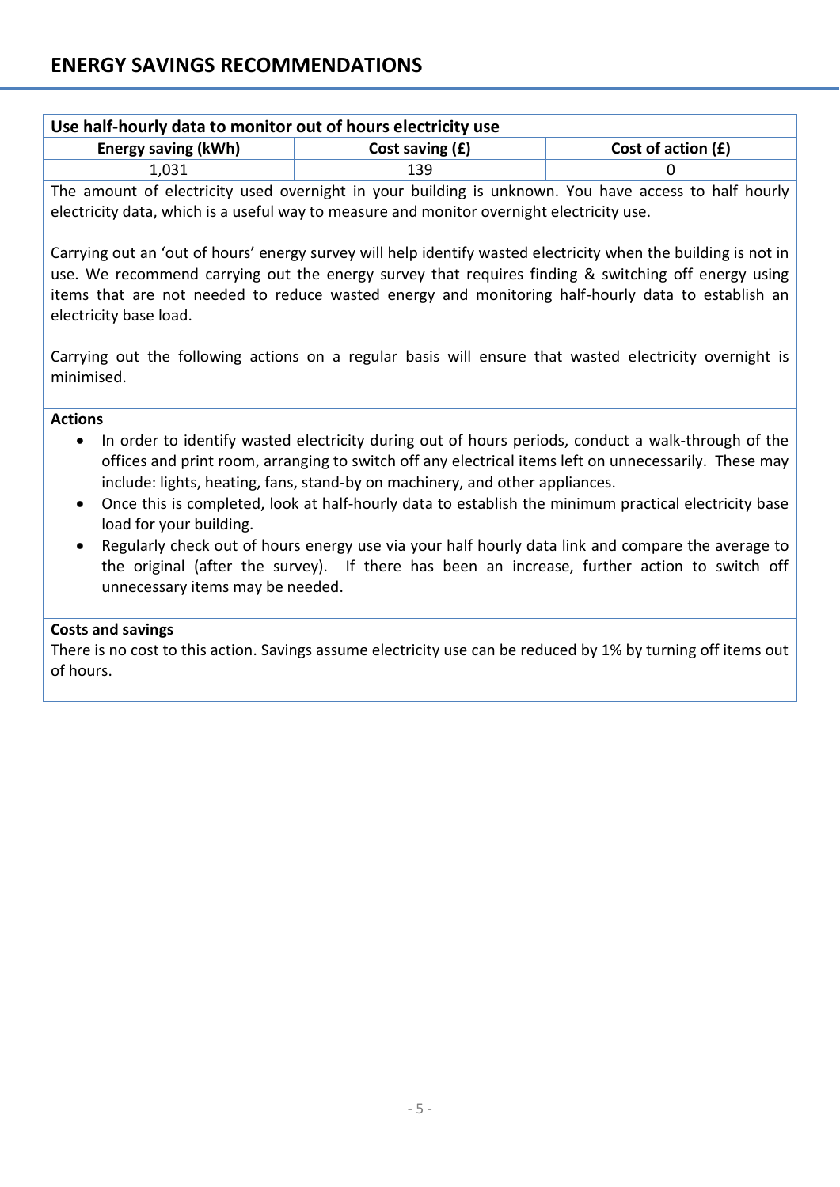## ENERGY SAVINGS RECOMMENDATIONS

**Use half-hourly data to monitor out of hours electricity use**

| Energy saving (kWh) | Cost saving (£) | Cost of action (£) |
|---|---|---|
| 1,031 | 139 | 0 |

The amount of electricity used overnight in your building is unknown. You have access to half hourly electricity data, which is a useful way to measure and monitor overnight electricity use.

Carrying out an 'out of hours' energy survey will help identify wasted electricity when the building is not in use. We recommend carrying out the energy survey that requires finding & switching off energy using items that are not needed to reduce wasted energy and monitoring half-hourly data to establish an electricity base load.

Carrying out the following actions on a regular basis will ensure that wasted electricity overnight is minimised.

**Actions**

- In order to identify wasted electricity during out of hours periods, conduct a walk-through of the offices and print room, arranging to switch off any electrical items left on unnecessarily. These may include: lights, heating, fans, stand-by on machinery, and other appliances.
- Once this is completed, look at half-hourly data to establish the minimum practical electricity base load for your building.
- Regularly check out of hours energy use via your half hourly data link and compare the average to the original (after the survey). If there has been an increase, further action to switch off unnecessary items may be needed.

**Costs and savings**

There is no cost to this action. Savings assume electricity use can be reduced by 1% by turning off items out of hours.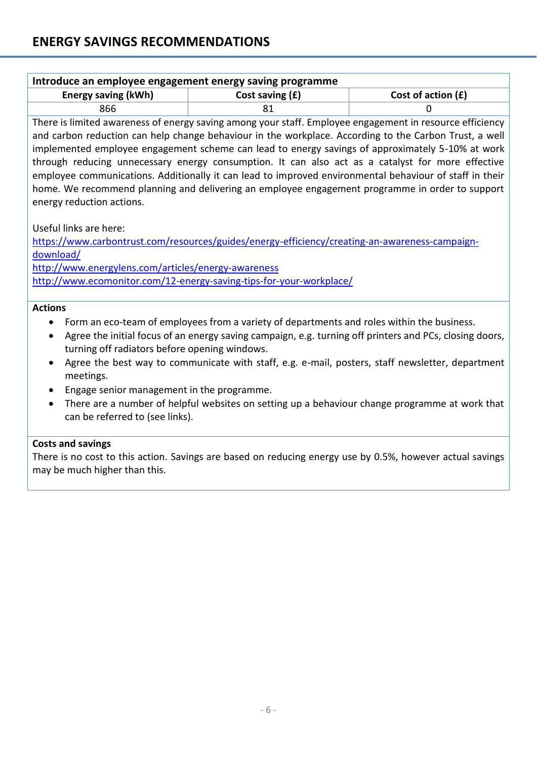## ENERGY SAVINGS RECOMMENDATIONS

**Introduce an employee engagement energy saving programme**

| Energy saving (kWh) | Cost saving (£) | Cost of action (£) |
|---|---|---|
| 866 | 81 | 0 |

There is limited awareness of energy saving among your staff. Employee engagement in resource efficiency and carbon reduction can help change behaviour in the workplace. According to the Carbon Trust, a well implemented employee engagement scheme can lead to energy savings of approximately 5-10% at work through reducing unnecessary energy consumption. It can also act as a catalyst for more effective employee communications. Additionally it can lead to improved environmental behaviour of staff in their home. We recommend planning and delivering an employee engagement programme in order to support energy reduction actions.

Useful links are here:
https://www.carbontrust.com/resources/guides/energy-efficiency/creating-an-awareness-campaign-download/
http://www.energylens.com/articles/energy-awareness
http://www.ecomonitor.com/12-energy-saving-tips-for-your-workplace/

**Actions**

- Form an eco-team of employees from a variety of departments and roles within the business.
- Agree the initial focus of an energy saving campaign, e.g. turning off printers and PCs, closing doors, turning off radiators before opening windows.
- Agree the best way to communicate with staff, e.g. e-mail, posters, staff newsletter, department meetings.
- Engage senior management in the programme.
- There are a number of helpful websites on setting up a behaviour change programme at work that can be referred to (see links).

**Costs and savings**

There is no cost to this action. Savings are based on reducing energy use by 0.5%, however actual savings may be much higher than this.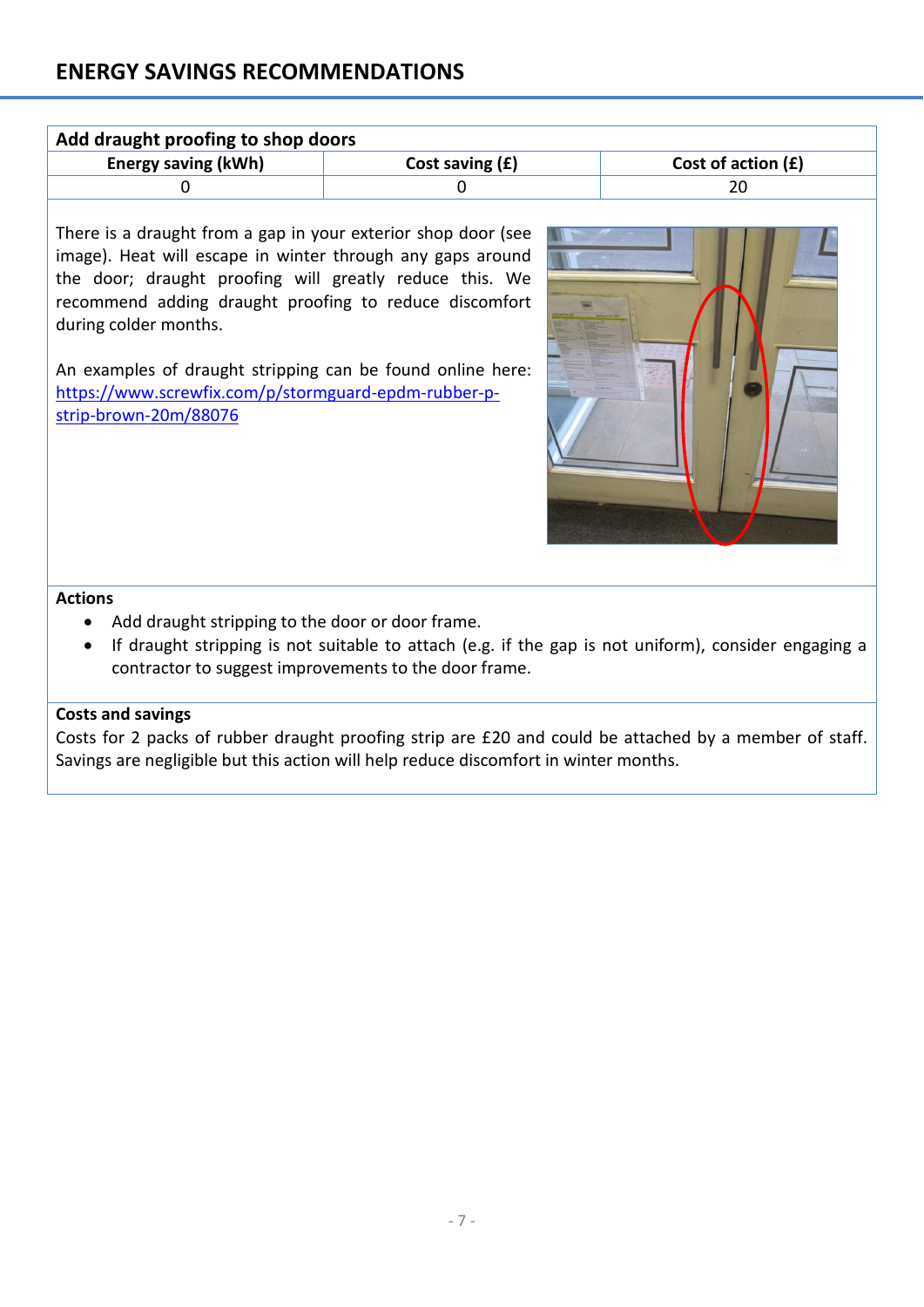## ENERGY SAVINGS RECOMMENDATIONS

| Add draught proofing to shop doors | | |
|---|---|---|
| **Energy saving (kWh)** | **Cost saving (£)** | **Cost of action (£)** |
| 0 | 0 | 20 |

There is a draught from a gap in your exterior shop door (see image). Heat will escape in winter through any gaps around the door; draught proofing will greatly reduce this. We recommend adding draught proofing to reduce discomfort during colder months.

An examples of draught stripping can be found online here: https://www.screwfix.com/p/stormguard-epdm-rubber-p-strip-brown-20m/88076

**Actions**

- Add draught stripping to the door or door frame.
- If draught stripping is not suitable to attach (e.g. if the gap is not uniform), consider engaging a contractor to suggest improvements to the door frame.

**Costs and savings**

Costs for 2 packs of rubber draught proofing strip are £20 and could be attached by a member of staff. Savings are negligible but this action will help reduce discomfort in winter months.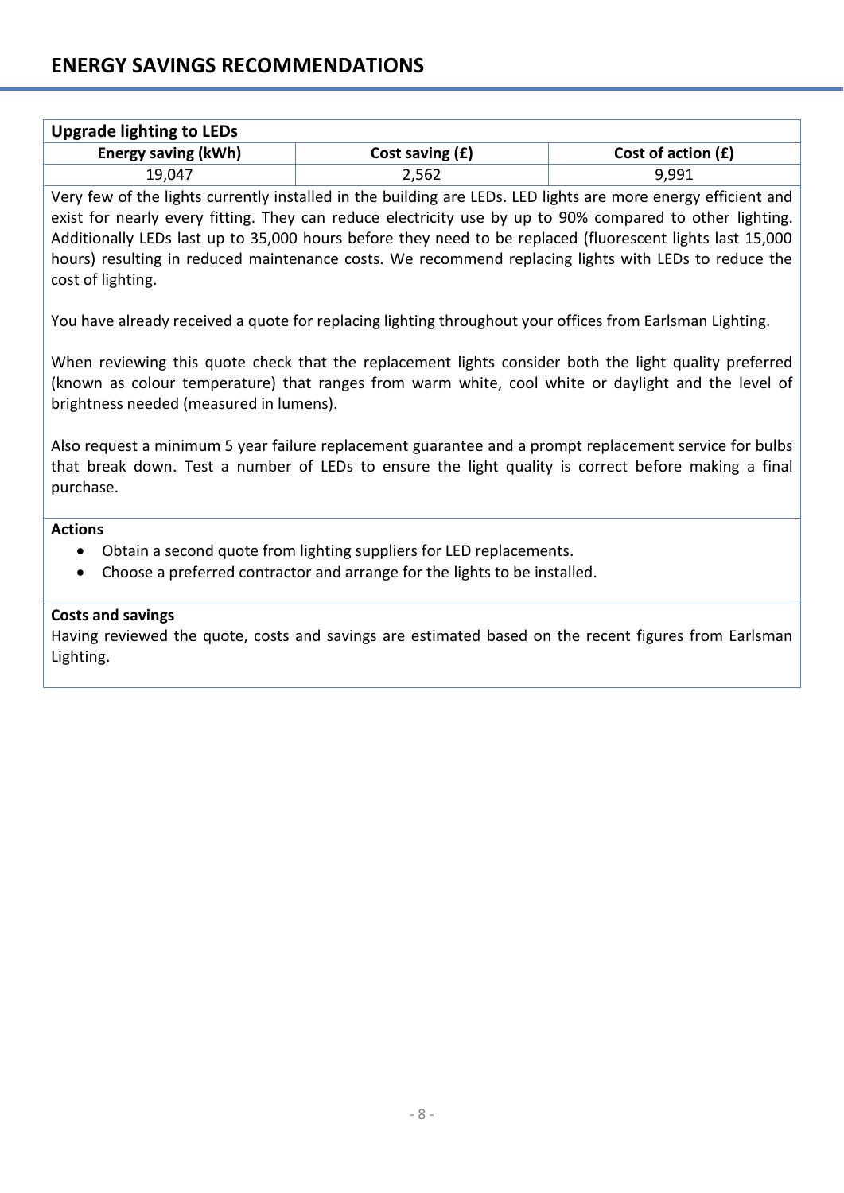## ENERGY SAVINGS RECOMMENDATIONS

### Upgrade lighting to LEDs

| Energy saving (kWh) | Cost saving (£) | Cost of action (£) |
| --- | --- | --- |
| 19,047 | 2,562 | 9,991 |

Very few of the lights currently installed in the building are LEDs. LED lights are more energy efficient and exist for nearly every fitting. They can reduce electricity use by up to 90% compared to other lighting. Additionally LEDs last up to 35,000 hours before they need to be replaced (fluorescent lights last 15,000 hours) resulting in reduced maintenance costs. We recommend replacing lights with LEDs to reduce the cost of lighting.

You have already received a quote for replacing lighting throughout your offices from Earlsman Lighting.

When reviewing this quote check that the replacement lights consider both the light quality preferred (known as colour temperature) that ranges from warm white, cool white or daylight and the level of brightness needed (measured in lumens).

Also request a minimum 5 year failure replacement guarantee and a prompt replacement service for bulbs that break down. Test a number of LEDs to ensure the light quality is correct before making a final purchase.

**Actions**

- Obtain a second quote from lighting suppliers for LED replacements.
- Choose a preferred contractor and arrange for the lights to be installed.

**Costs and savings**

Having reviewed the quote, costs and savings are estimated based on the recent figures from Earlsman Lighting.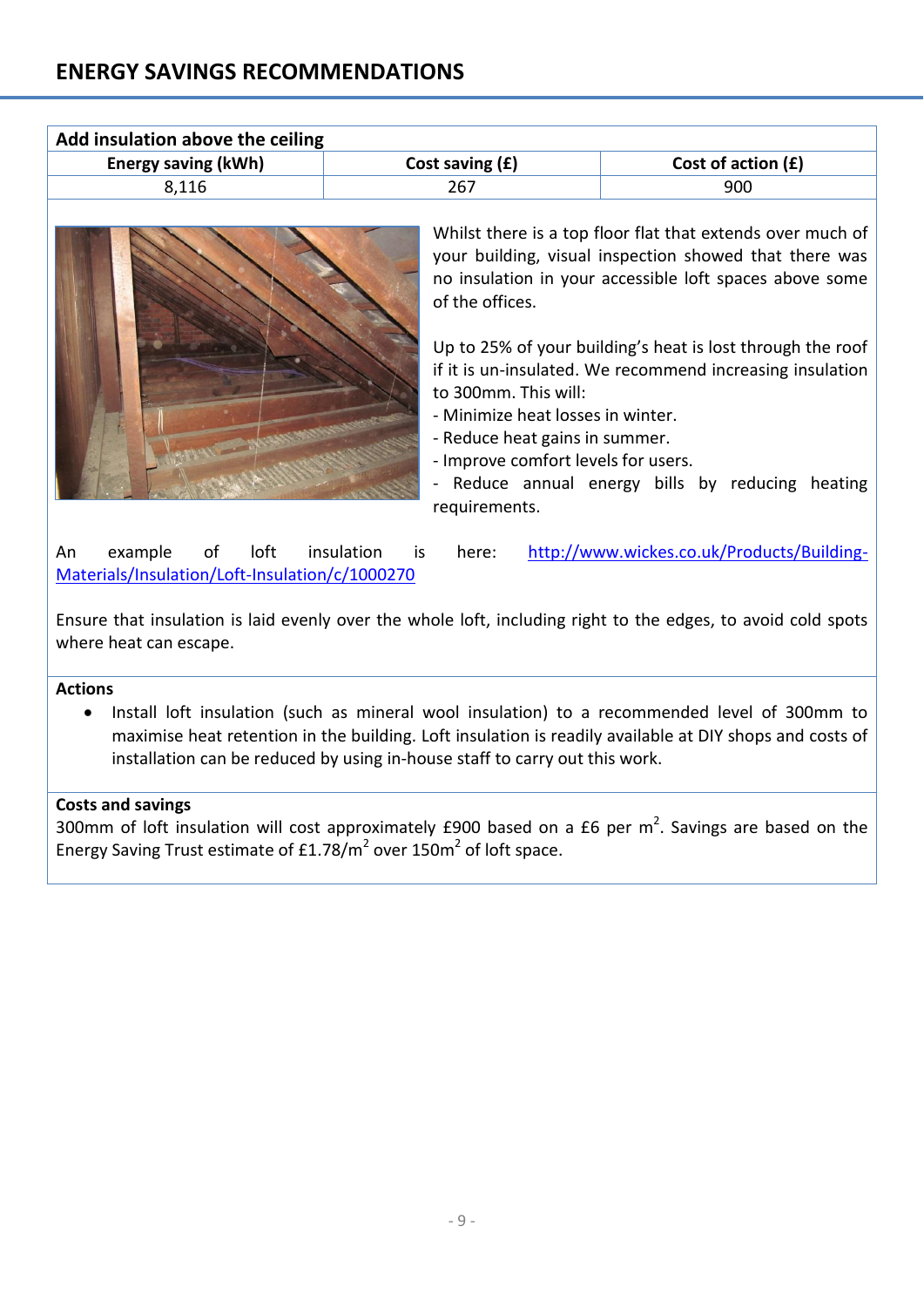## ENERGY SAVINGS RECOMMENDATIONS

### Add insulation above the ceiling

| Energy saving (kWh) | Cost saving (£) | Cost of action (£) |
|---|---|---|
| 8,116 | 267 | 900 |

Whilst there is a top floor flat that extends over much of your building, visual inspection showed that there was no insulation in your accessible loft spaces above some of the offices.

Up to 25% of your building's heat is lost through the roof if it is un-insulated. We recommend increasing insulation to 300mm. This will:

- Minimize heat losses in winter.
- Reduce heat gains in summer.
- Improve comfort levels for users.
- Reduce annual energy bills by reducing heating requirements.

An example of loft insulation is here: http://www.wickes.co.uk/Products/Building-Materials/Insulation/Loft-Insulation/c/1000270

Ensure that insulation is laid evenly over the whole loft, including right to the edges, to avoid cold spots where heat can escape.

**Actions**

- Install loft insulation (such as mineral wool insulation) to a recommended level of 300mm to maximise heat retention in the building. Loft insulation is readily available at DIY shops and costs of installation can be reduced by using in-house staff to carry out this work.

**Costs and savings**

300mm of loft insulation will cost approximately £900 based on a £6 per $m^2$. Savings are based on the Energy Saving Trust estimate of £1.78/$m^2$ over 150$m^2$ of loft space.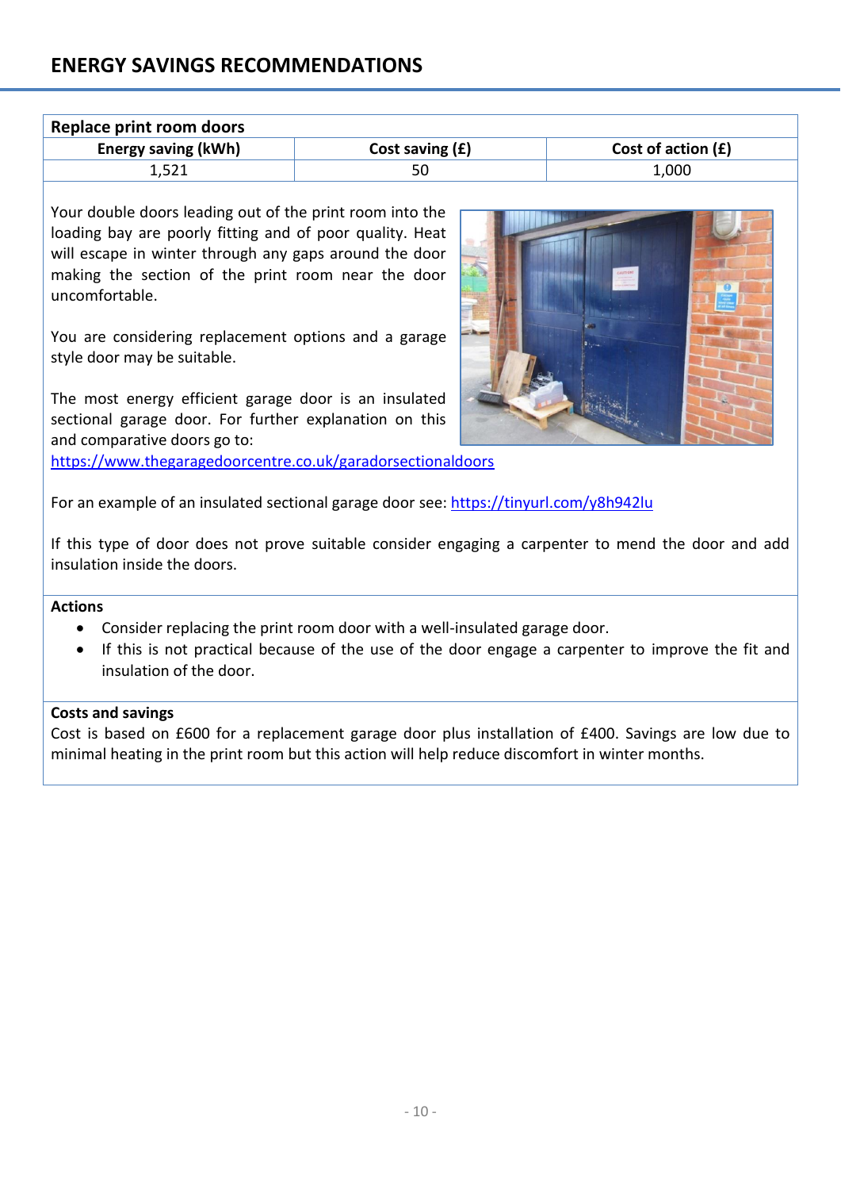## ENERGY SAVINGS RECOMMENDATIONS

| Replace print room doors | | |
|---|---|---|
| **Energy saving (kWh)** | **Cost saving (£)** | **Cost of action (£)** |
| 1,521 | 50 | 1,000 |

Your double doors leading out of the print room into the loading bay are poorly fitting and of poor quality. Heat will escape in winter through any gaps around the door making the section of the print room near the door uncomfortable.

You are considering replacement options and a garage style door may be suitable.

The most energy efficient garage door is an insulated sectional garage door. For further explanation on this and comparative doors go to: https://www.thegaragedoorcentre.co.uk/garadorsectionaldoors

For an example of an insulated sectional garage door see: https://tinyurl.com/y8h942lu

If this type of door does not prove suitable consider engaging a carpenter to mend the door and add insulation inside the doors.

**Actions**

- Consider replacing the print room door with a well-insulated garage door.
- If this is not practical because of the use of the door engage a carpenter to improve the fit and insulation of the door.

**Costs and savings**

Cost is based on £600 for a replacement garage door plus installation of £400. Savings are low due to minimal heating in the print room but this action will help reduce discomfort in winter months.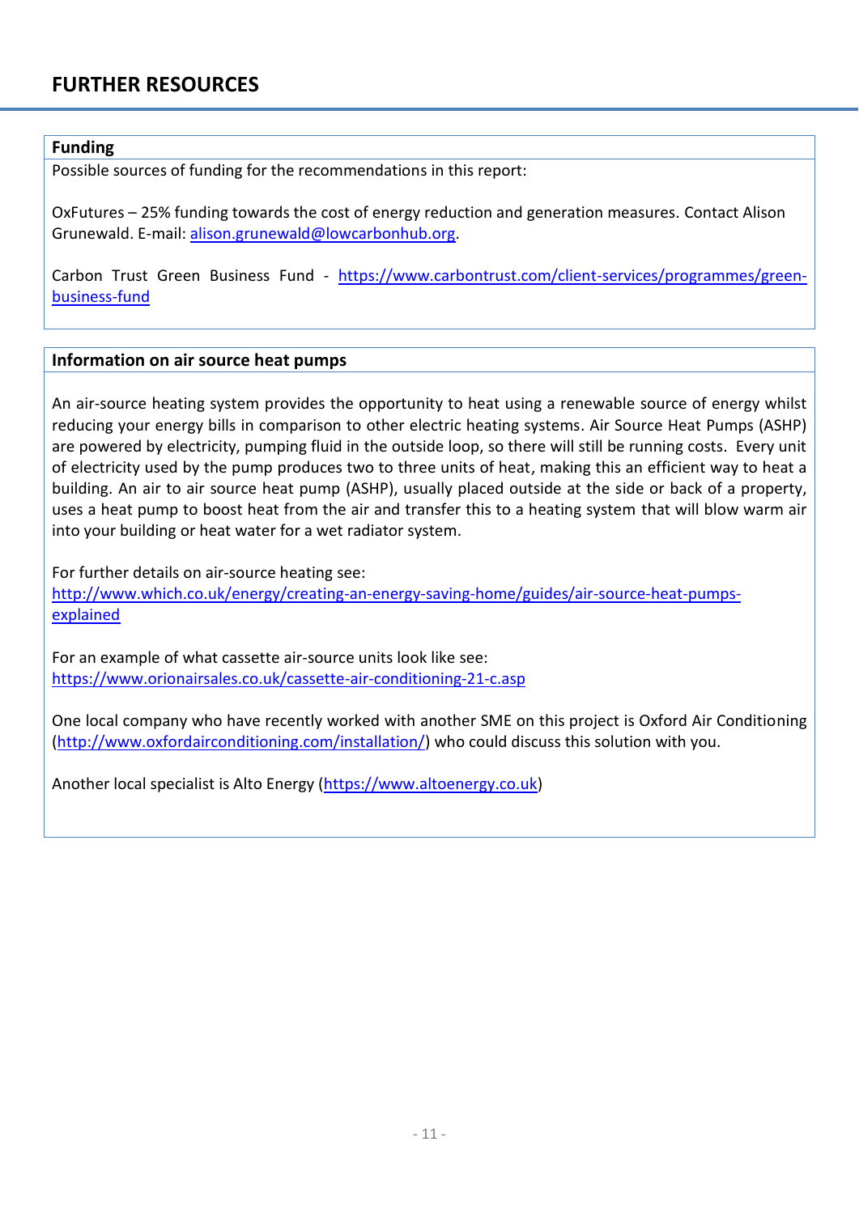## FURTHER RESOURCES

**Funding**

Possible sources of funding for the recommendations in this report:

OxFutures – 25% funding towards the cost of energy reduction and generation measures. Contact Alison Grunewald. E-mail: alison.grunewald@lowcarbonhub.org.

Carbon Trust Green Business Fund - https://www.carbontrust.com/client-services/programmes/green-business-fund

**Information on air source heat pumps**

An air-source heating system provides the opportunity to heat using a renewable source of energy whilst reducing your energy bills in comparison to other electric heating systems. Air Source Heat Pumps (ASHP) are powered by electricity, pumping fluid in the outside loop, so there will still be running costs. Every unit of electricity used by the pump produces two to three units of heat, making this an efficient way to heat a building. An air to air source heat pump (ASHP), usually placed outside at the side or back of a property, uses a heat pump to boost heat from the air and transfer this to a heating system that will blow warm air into your building or heat water for a wet radiator system.

For further details on air-source heating see:
http://www.which.co.uk/energy/creating-an-energy-saving-home/guides/air-source-heat-pumps-explained

For an example of what cassette air-source units look like see:
https://www.orionairsales.co.uk/cassette-air-conditioning-21-c.asp

One local company who have recently worked with another SME on this project is Oxford Air Conditioning (http://www.oxfordairconditioning.com/installation/) who could discuss this solution with you.

Another local specialist is Alto Energy (https://www.altoenergy.co.uk)